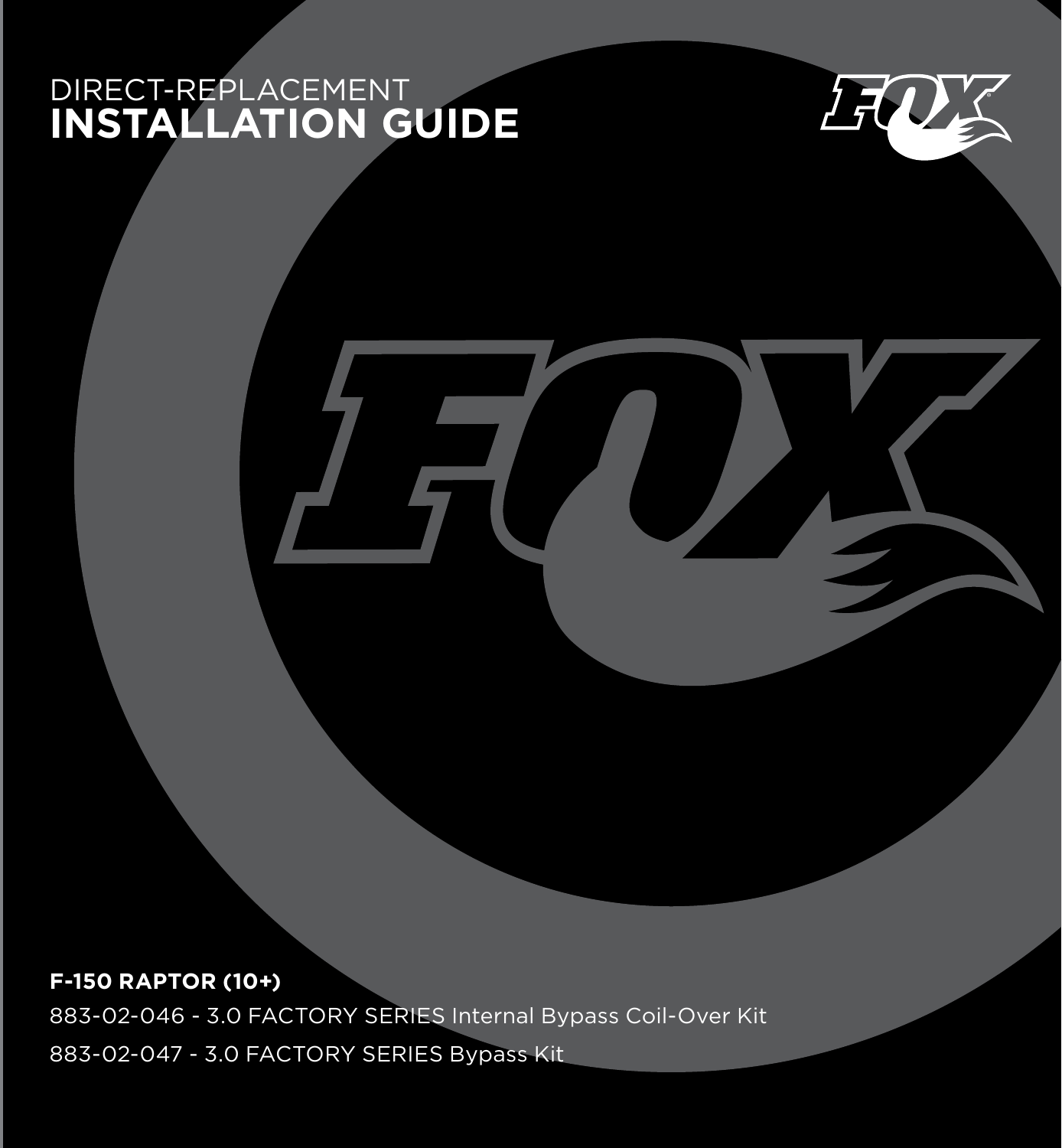DIRECT-REPLACEMENT

# INSTALLATION GUIDE

**F-150 RAPTOR (10+)**

883-02-046 - 3.0 FACTORY SERIES Internal Bypass Coil-Over Kit

883-02-047 - 3.0 FACTORY SERIES Bypass Kit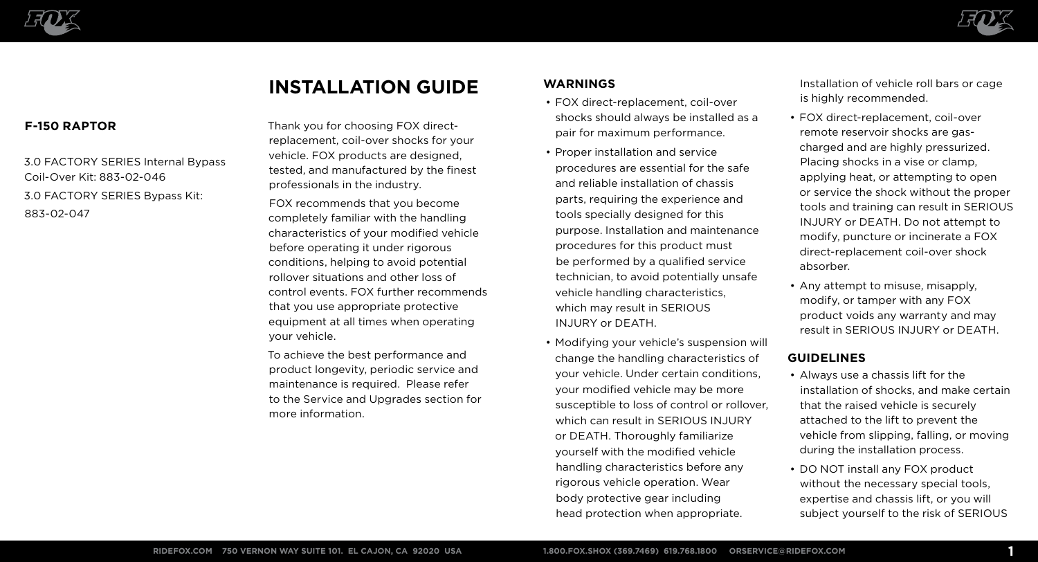**F-150 RAPTOR**

3.0 FACTORY SERIES Internal Bypass Coil-Over Kit: 883-02-046

3.0 FACTORY SERIES Bypass Kit: 883-02-047

# INSTALLATION GUIDE

Thank you for choosing FOX direct-replacement, coil-over shocks for your vehicle. FOX products are designed, tested, and manufactured by the finest professionals in the industry.

FOX recommends that you become completely familiar with the handling characteristics of your modified vehicle before operating it under rigorous conditions, helping to avoid potential rollover situations and other loss of control events. FOX further recommends that you use appropriate protective equipment at all times when operating your vehicle.

To achieve the best performance and product longevity, periodic service and maintenance is required. Please refer to the Service and Upgrades section for more information.

## WARNINGS

- FOX direct-replacement, coil-over shocks should always be installed as a pair for maximum performance.
- Proper installation and service procedures are essential for the safe and reliable installation of chassis parts, requiring the experience and tools specially designed for this purpose. Installation and maintenance procedures for this product must be performed by a qualified service technician, to avoid potentially unsafe vehicle handling characteristics, which may result in SERIOUS INJURY or DEATH.
- Modifying your vehicle's suspension will change the handling characteristics of your vehicle. Under certain conditions, your modified vehicle may be more susceptible to loss of control or rollover, which can result in SERIOUS INJURY or DEATH. Thoroughly familiarize yourself with the modified vehicle handling characteristics before any rigorous vehicle operation. Wear body protective gear including head protection when appropriate. Installation of vehicle roll bars or cage is highly recommended.
- FOX direct-replacement, coil-over remote reservoir shocks are gas-charged and are highly pressurized. Placing shocks in a vise or clamp, applying heat, or attempting to open or service the shock without the proper tools and training can result in SERIOUS INJURY or DEATH. Do not attempt to modify, puncture or incinerate a FOX direct-replacement coil-over shock absorber.
- Any attempt to misuse, misapply, modify, or tamper with any FOX product voids any warranty and may result in SERIOUS INJURY or DEATH.

## GUIDELINES

- Always use a chassis lift for the installation of shocks, and make certain that the raised vehicle is securely attached to the lift to prevent the vehicle from slipping, falling, or moving during the installation process.
- DO NOT install any FOX product without the necessary special tools, expertise and chassis lift, or you will subject yourself to the risk of SERIOUS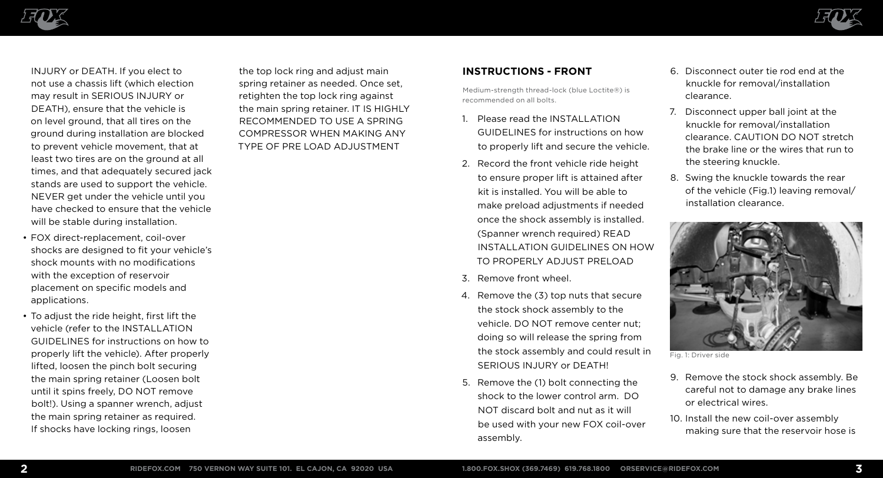INJURY or DEATH. If you elect to not use a chassis lift (which election may result in SERIOUS INJURY or DEATH), ensure that the vehicle is on level ground, that all tires on the ground during installation are blocked to prevent vehicle movement, that at least two tires are on the ground at all times, and that adequately secured jack stands are used to support the vehicle. NEVER get under the vehicle until you have checked to ensure that the vehicle will be stable during installation.

- FOX direct-replacement, coil-over shocks are designed to fit your vehicle's shock mounts with no modifications with the exception of reservoir placement on specific models and applications.
- To adjust the ride height, first lift the vehicle (refer to the INSTALLATION GUIDELINES for instructions on how to properly lift the vehicle). After properly lifted, loosen the pinch bolt securing the main spring retainer (Loosen bolt until it spins freely, DO NOT remove bolt!). Using a spanner wrench, adjust the main spring retainer as required. If shocks have locking rings, loosen the top lock ring and adjust main spring retainer as needed. Once set, retighten the top lock ring against the main spring retainer. IT IS HIGHLY RECOMMENDED TO USE A SPRING COMPRESSOR WHEN MAKING ANY TYPE OF PRE LOAD ADJUSTMENT

## INSTRUCTIONS - FRONT

Medium-strength thread-lock (blue Loctite®) is recommended on all bolts.

1. Please read the INSTALLATION GUIDELINES for instructions on how to properly lift and secure the vehicle.
2. Record the front vehicle ride height to ensure proper lift is attained after kit is installed. You will be able to make preload adjustments if needed once the shock assembly is installed. (Spanner wrench required) READ INSTALLATION GUIDELINES ON HOW TO PROPERLY ADJUST PRELOAD
3. Remove front wheel.
4. Remove the (3) top nuts that secure the stock shock assembly to the vehicle. DO NOT remove center nut; doing so will release the spring from the stock assembly and could result in SERIOUS INJURY or DEATH!
5. Remove the (1) bolt connecting the shock to the lower control arm. DO NOT discard bolt and nut as it will be used with your new FOX coil-over assembly.
6. Disconnect outer tie rod end at the knuckle for removal/installation clearance.
7. Disconnect upper ball joint at the knuckle for removal/installation clearance. CAUTION DO NOT stretch the brake line or the wires that run to the steering knuckle.
8. Swing the knuckle towards the rear of the vehicle (Fig.1) leaving removal/ installation clearance.

Fig. 1: Driver side

9. Remove the stock shock assembly. Be careful not to damage any brake lines or electrical wires.
10. Install the new coil-over assembly making sure that the reservoir hose is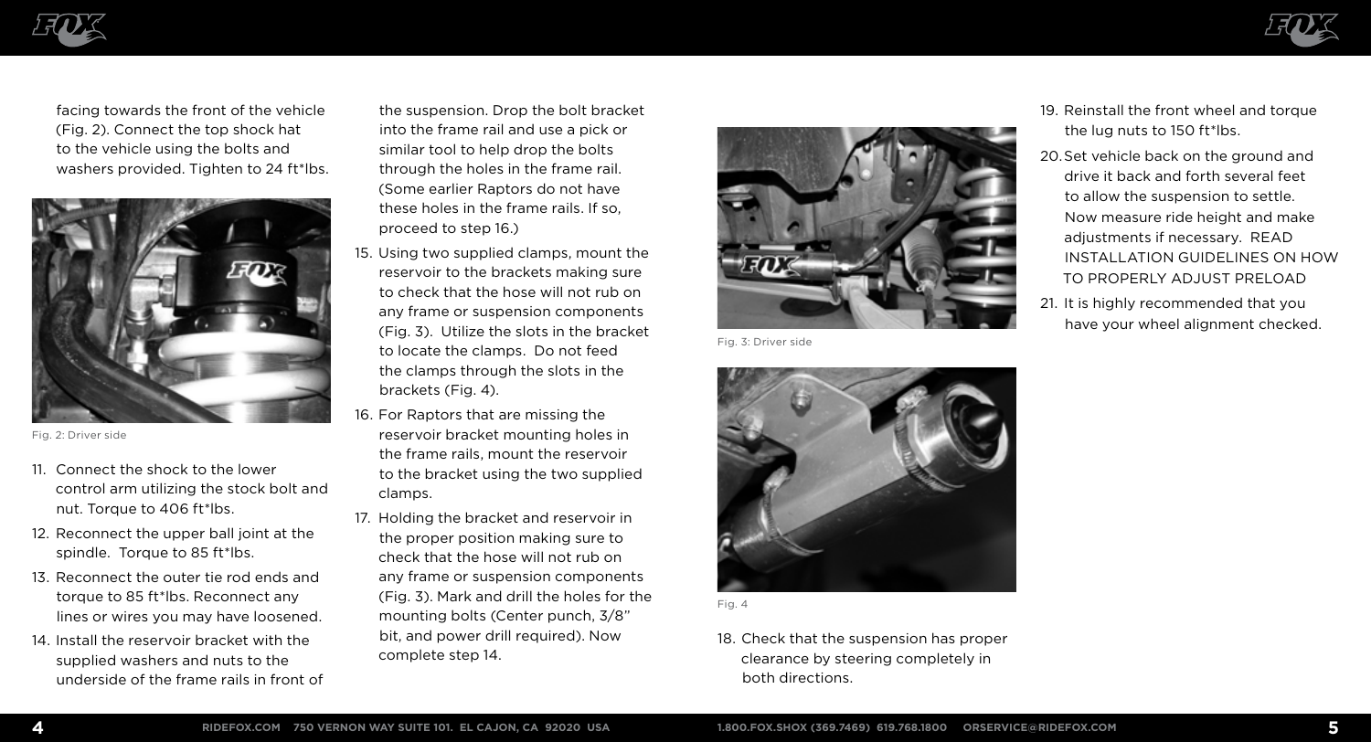facing towards the front of the vehicle (Fig. 2). Connect the top shock hat to the vehicle using the bolts and washers provided. Tighten to 24 ft*lbs.

Fig. 2: Driver side

11. Connect the shock to the lower control arm utilizing the stock bolt and nut. Torque to 406 ft*lbs.
12. Reconnect the upper ball joint at the spindle. Torque to 85 ft*lbs.
13. Reconnect the outer tie rod ends and torque to 85 ft*lbs. Reconnect any lines or wires you may have loosened.
14. Install the reservoir bracket with the supplied washers and nuts to the underside of the frame rails in front of the suspension. Drop the bolt bracket into the frame rail and use a pick or similar tool to help drop the bolts through the holes in the frame rail. (Some earlier Raptors do not have these holes in the frame rails. If so, proceed to step 16.)
15. Using two supplied clamps, mount the reservoir to the brackets making sure to check that the hose will not rub on any frame or suspension components (Fig. 3). Utilize the slots in the bracket to locate the clamps. Do not feed the clamps through the slots in the brackets (Fig. 4).
16. For Raptors that are missing the reservoir bracket mounting holes in the frame rails, mount the reservoir to the bracket using the two supplied clamps.
17. Holding the bracket and reservoir in the proper position making sure to check that the hose will not rub on any frame or suspension components (Fig. 3). Mark and drill the holes for the mounting bolts (Center punch, 3/8" bit, and power drill required). Now complete step 14.

Fig. 3: Driver side

Fig. 4

18. Check that the suspension has proper clearance by steering completely in both directions.
19. Reinstall the front wheel and torque the lug nuts to 150 ft*lbs.
20. Set vehicle back on the ground and drive it back and forth several feet to allow the suspension to settle. Now measure ride height and make adjustments if necessary. READ INSTALLATION GUIDELINES ON HOW TO PROPERLY ADJUST PRELOAD
21. It is highly recommended that you have your wheel alignment checked.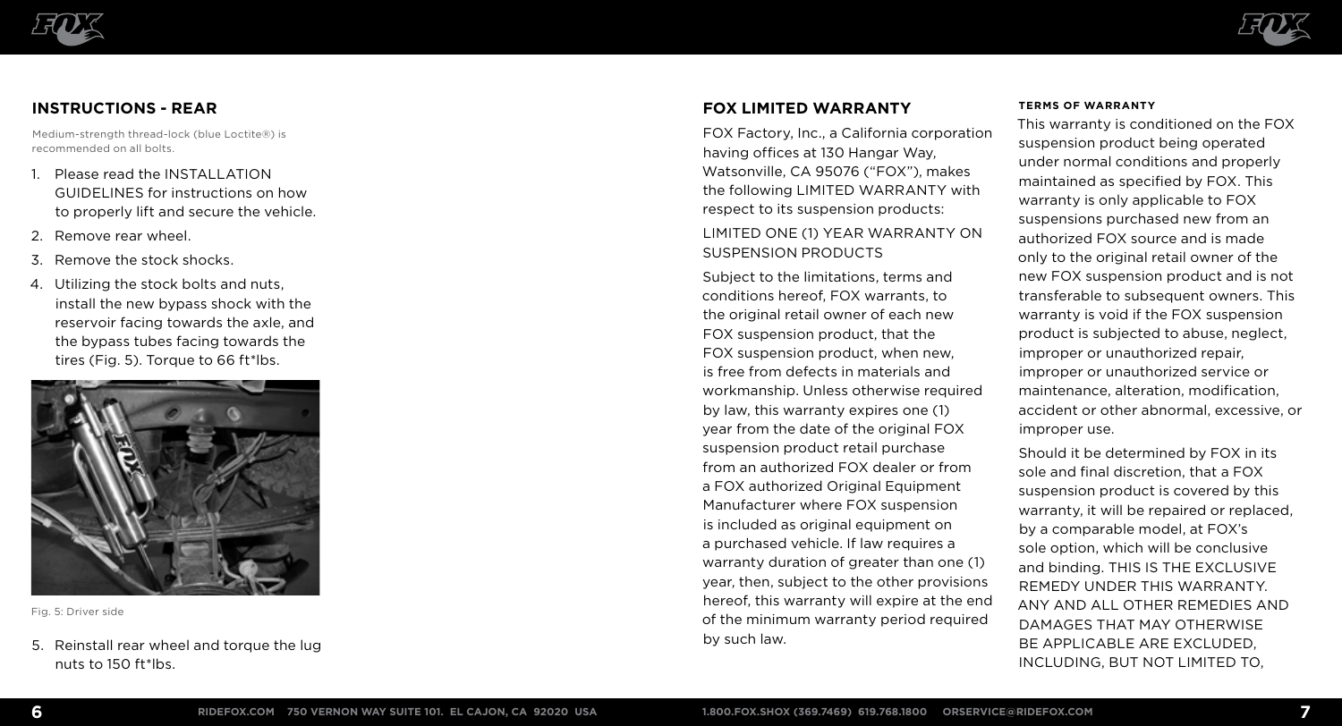## INSTRUCTIONS - REAR

Medium-strength thread-lock (blue Loctite®) is recommended on all bolts.

1. Please read the INSTALLATION GUIDELINES for instructions on how to properly lift and secure the vehicle.
2. Remove rear wheel.
3. Remove the stock shocks.
4. Utilizing the stock bolts and nuts, install the new bypass shock with the reservoir facing towards the axle, and the bypass tubes facing towards the tires (Fig. 5). Torque to 66 ft*lbs.

Fig. 5: Driver side

5. Reinstall rear wheel and torque the lug nuts to 150 ft*lbs.

## FOX LIMITED WARRANTY

FOX Factory, Inc., a California corporation having offices at 130 Hangar Way, Watsonville, CA 95076 ("FOX"), makes the following LIMITED WARRANTY with respect to its suspension products:

LIMITED ONE (1) YEAR WARRANTY ON SUSPENSION PRODUCTS

Subject to the limitations, terms and conditions hereof, FOX warrants, to the original retail owner of each new FOX suspension product, that the FOX suspension product, when new, is free from defects in materials and workmanship. Unless otherwise required by law, this warranty expires one (1) year from the date of the original FOX suspension product retail purchase from an authorized FOX dealer or from a FOX authorized Original Equipment Manufacturer where FOX suspension is included as original equipment on a purchased vehicle. If law requires a warranty duration of greater than one (1) year, then, subject to the other provisions hereof, this warranty will expire at the end of the minimum warranty period required by such law.

#### TERMS OF WARRANTY

This warranty is conditioned on the FOX suspension product being operated under normal conditions and properly maintained as specified by FOX. This warranty is only applicable to FOX suspensions purchased new from an authorized FOX source and is made only to the original retail owner of the new FOX suspension product and is not transferable to subsequent owners. This warranty is void if the FOX suspension product is subjected to abuse, neglect, improper or unauthorized repair, improper or unauthorized service or maintenance, alteration, modification, accident or other abnormal, excessive, or improper use.

Should it be determined by FOX in its sole and final discretion, that a FOX suspension product is covered by this warranty, it will be repaired or replaced, by a comparable model, at FOX's sole option, which will be conclusive and binding. THIS IS THE EXCLUSIVE REMEDY UNDER THIS WARRANTY. ANY AND ALL OTHER REMEDIES AND DAMAGES THAT MAY OTHERWISE BE APPLICABLE ARE EXCLUDED, INCLUDING, BUT NOT LIMITED TO,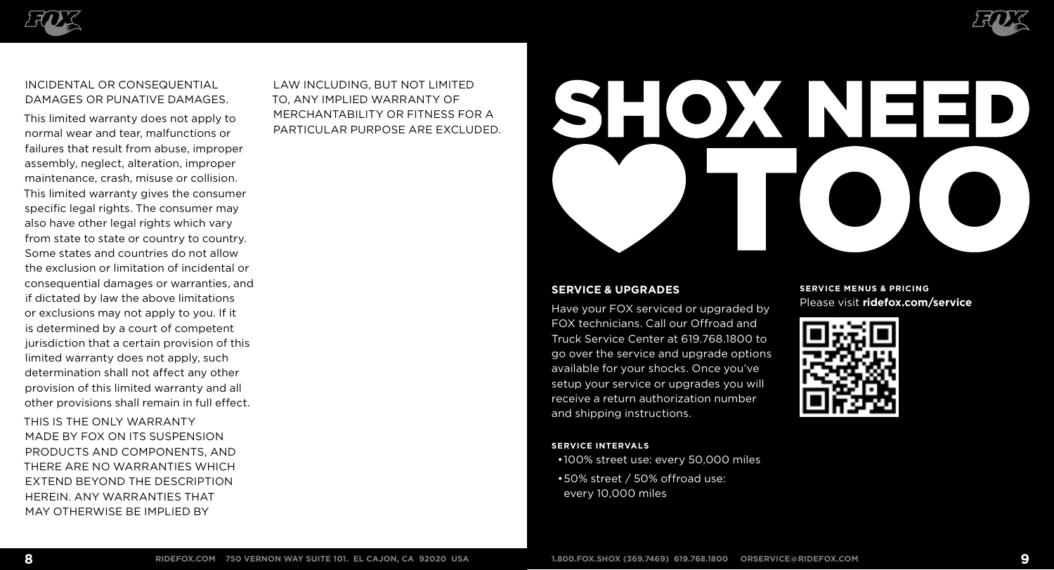INCIDENTAL OR CONSEQUENTIAL DAMAGES OR PUNATIVE DAMAGES.

This limited warranty does not apply to normal wear and tear, malfunctions or failures that result from abuse, improper assembly, neglect, alteration, improper maintenance, crash, misuse or collision. This limited warranty gives the consumer specific legal rights. The consumer may also have other legal rights which vary from state to state or country to country. Some states and countries do not allow the exclusion or limitation of incidental or consequential damages or warranties, and if dictated by law the above limitations or exclusions may not apply to you. If it is determined by a court of competent jurisdiction that a certain provision of this limited warranty does not apply, such determination shall not affect any other provision of this limited warranty and all other provisions shall remain in full effect.

THIS IS THE ONLY WARRANTY MADE BY FOX ON ITS SUSPENSION PRODUCTS AND COMPONENTS, AND THERE ARE NO WARRANTIES WHICH EXTEND BEYOND THE DESCRIPTION HEREIN. ANY WARRANTIES THAT MAY OTHERWISE BE IMPLIED BY LAW INCLUDING, BUT NOT LIMITED TO, ANY IMPLIED WARRANTY OF MERCHANTABILITY OR FITNESS FOR A PARTICULAR PURPOSE ARE EXCLUDED.

# SHOX NEED ♥ TOO

## SERVICE & UPGRADES

Have your FOX serviced or upgraded by FOX technicians. Call our Offroad and Truck Service Center at 619.768.1800 to go over the service and upgrade options available for your shocks. Once you've setup your service or upgrades you will receive a return authorization number and shipping instructions.

### SERVICE INTERVALS

- 100% street use: every 50,000 miles
- 50% street / 50% offroad use: every 10,000 miles

### SERVICE MENUS & PRICING

Please visit **ridefox.com/service**

RIDEFOX.COM 750 VERNON WAY SUITE 101. EL CAJON, CA 92020 USA

1.800.FOX.SHOX (369.7469) 619.768.1800 ORSERVICE@RIDEFOX.COM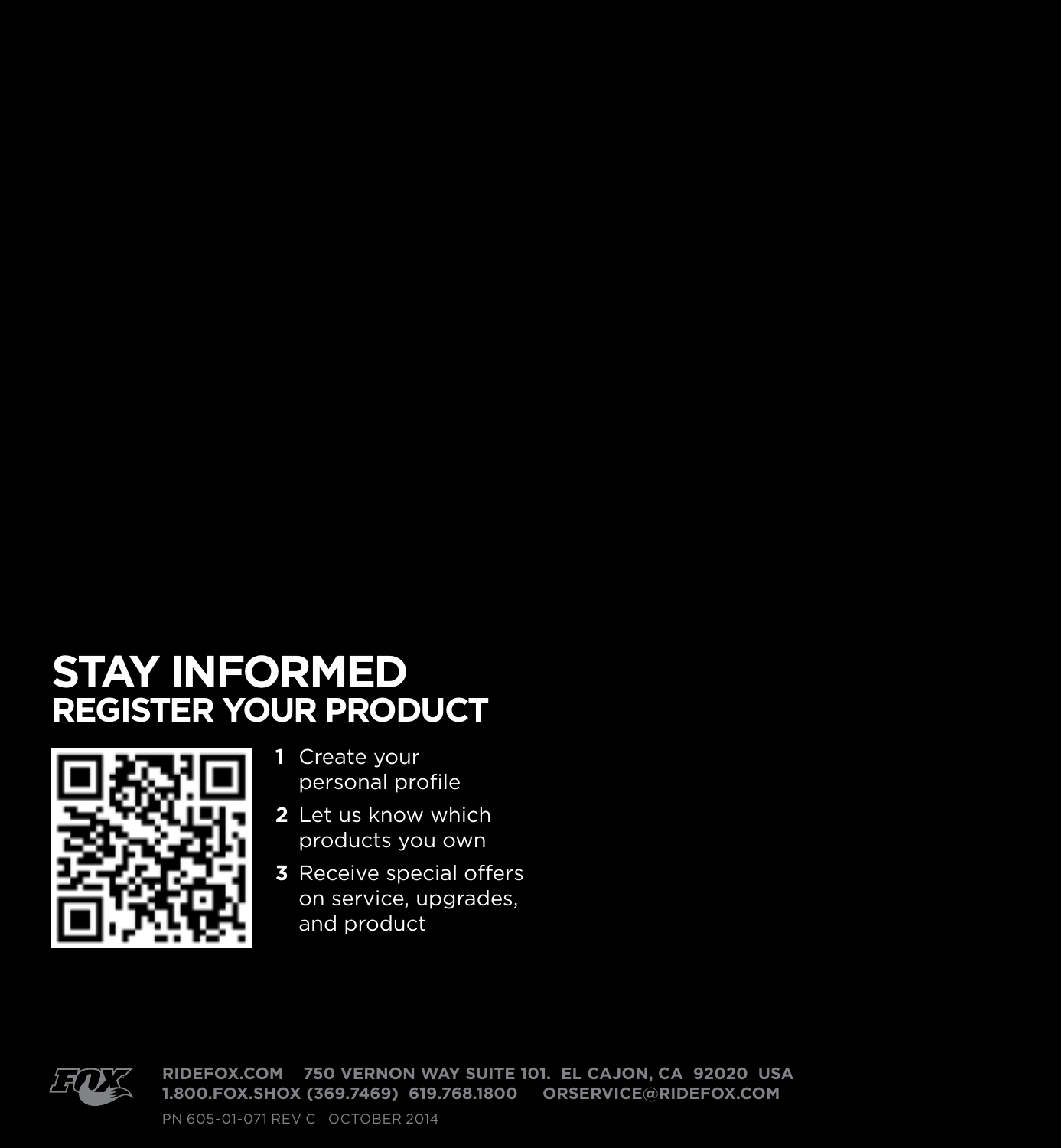# STAY INFORMED

## REGISTER YOUR PRODUCT

1. Create your personal profile
2. Let us know which products you own
3. Receive special offers on service, upgrades, and product

**RIDEFOX.COM    750 VERNON WAY SUITE 101. EL CAJON, CA 92020 USA**
**1.800.FOX.SHOX (369.7469) 619.768.1800    ORSERVICE@RIDEFOX.COM**

PN 605-01-071 REV C   OCTOBER 2014